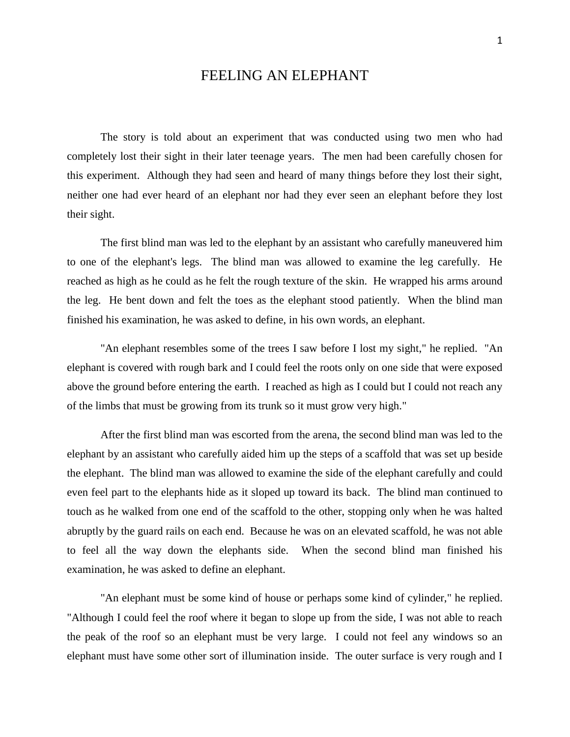# FEELING AN ELEPHANT

The story is told about an experiment that was conducted using two men who had completely lost their sight in their later teenage years. The men had been carefully chosen for this experiment. Although they had seen and heard of many things before they lost their sight, neither one had ever heard of an elephant nor had they ever seen an elephant before they lost their sight.

The first blind man was led to the elephant by an assistant who carefully maneuvered him to one of the elephant's legs. The blind man was allowed to examine the leg carefully. He reached as high as he could as he felt the rough texture of the skin. He wrapped his arms around the leg. He bent down and felt the toes as the elephant stood patiently. When the blind man finished his examination, he was asked to define, in his own words, an elephant.

"An elephant resembles some of the trees I saw before I lost my sight," he replied. "An elephant is covered with rough bark and I could feel the roots only on one side that were exposed above the ground before entering the earth. I reached as high as I could but I could not reach any of the limbs that must be growing from its trunk so it must grow very high."

After the first blind man was escorted from the arena, the second blind man was led to the elephant by an assistant who carefully aided him up the steps of a scaffold that was set up beside the elephant. The blind man was allowed to examine the side of the elephant carefully and could even feel part to the elephants hide as it sloped up toward its back. The blind man continued to touch as he walked from one end of the scaffold to the other, stopping only when he was halted abruptly by the guard rails on each end. Because he was on an elevated scaffold, he was not able to feel all the way down the elephants side. When the second blind man finished his examination, he was asked to define an elephant.

"An elephant must be some kind of house or perhaps some kind of cylinder," he replied. "Although I could feel the roof where it began to slope up from the side, I was not able to reach the peak of the roof so an elephant must be very large. I could not feel any windows so an elephant must have some other sort of illumination inside. The outer surface is very rough and I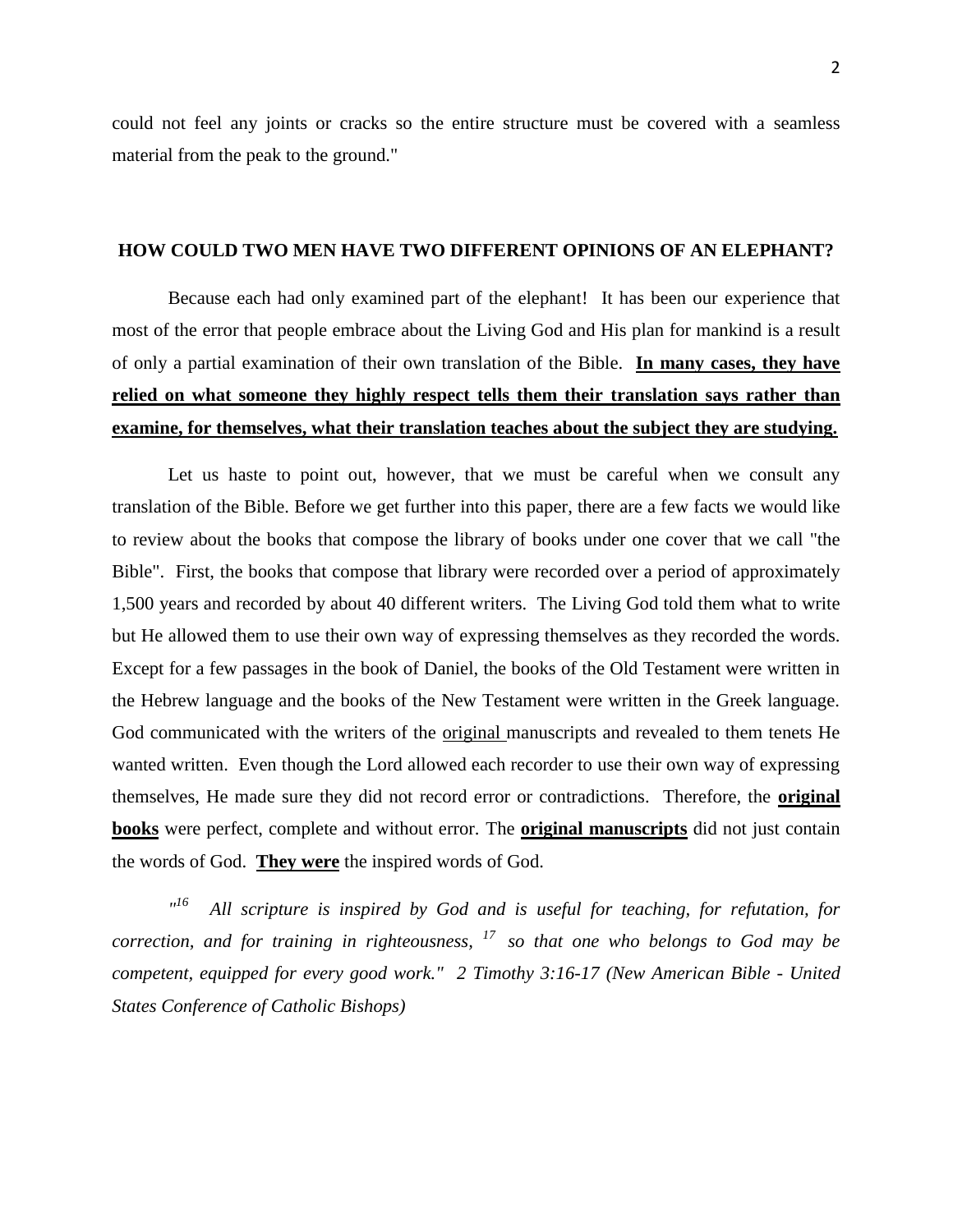could not feel any joints or cracks so the entire structure must be covered with a seamless material from the peak to the ground."

**HOW COULD TWO MEN HAVE TWO DIFFERENT OPINIONS OF AN ELEPHANT?**

Because each had only examined part of the elephant! It has been our experience that most of the error that people embrace about the Living God and His plan for mankind is a result of only a partial examination of their own translation of the Bible. **In many cases, they have relied on what someone they highly respect tells them their translation says rather than examine, for themselves, what their translation teaches about the subject they are studying.**

Let us haste to point out, however, that we must be careful when we consult any translation of the Bible. Before we get further into this paper, there are a few facts we would like to review about the books that compose the library of books under one cover that we call "the Bible". First, the books that compose that library were recorded over a period of approximately 1,500 years and recorded by about 40 different writers. The Living God told them what to write but He allowed them to use their own way of expressing themselves as they recorded the words. Except for a few passages in the book of Daniel, the books of the Old Testament were written in the Hebrew language and the books of the New Testament were written in the Greek language. God communicated with the writers of the original manuscripts and revealed to them tenets He wanted written. Even though the Lord allowed each recorder to use their own way of expressing themselves, He made sure they did not record error or contradictions. Therefore, the **original books** were perfect, complete and without error. The **original manuscripts** did not just contain the words of God. **They were** the inspired words of God.

*"[16] All scripture is inspired by God and is useful for teaching, for refutation, for correction, and for training in righteousness, [17] so that one who belongs to God may be competent, equipped for every good work." 2 Timothy 3:16-17 (New American Bible - United States Conference of Catholic Bishops)*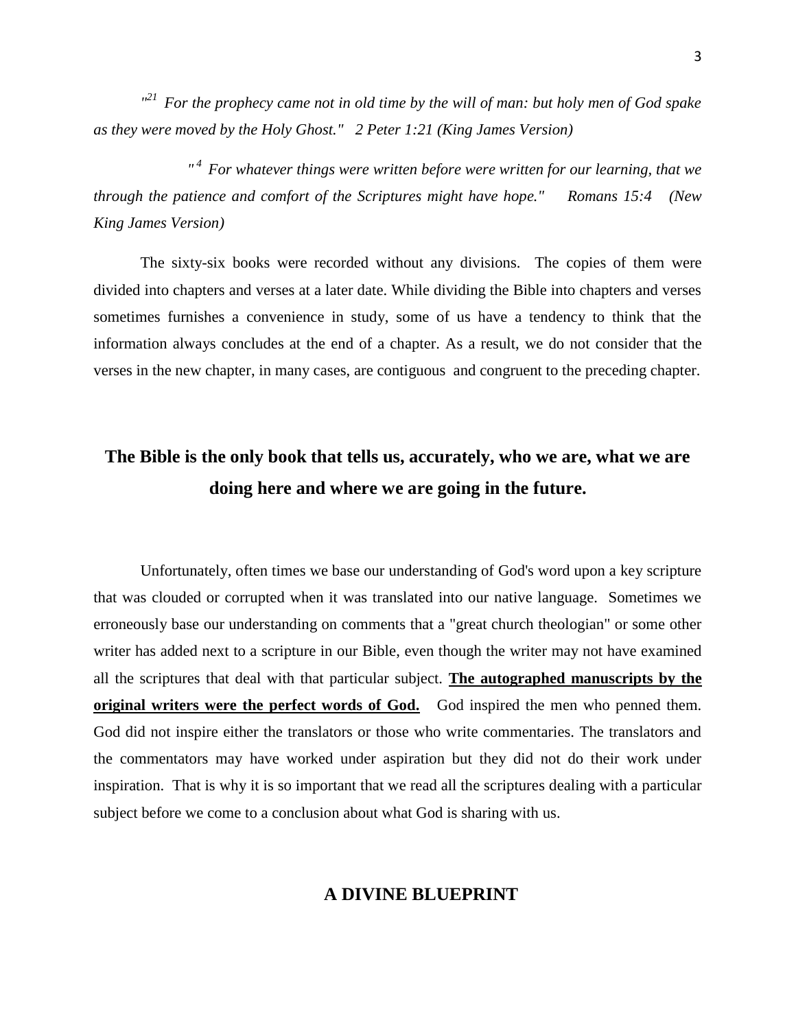*"21 For the prophecy came not in old time by the will of man: but holy men of God spake as they were moved by the Holy Ghost." 2 Peter 1:21 (King James Version)*

*"4 For whatever things were written before were written for our learning, that we through the patience and comfort of the Scriptures might have hope." Romans 15:4 (New King James Version)*

The sixty-six books were recorded without any divisions. The copies of them were divided into chapters and verses at a later date. While dividing the Bible into chapters and verses sometimes furnishes a convenience in study, some of us have a tendency to think that the information always concludes at the end of a chapter. As a result, we do not consider that the verses in the new chapter, in many cases, are contiguous and congruent to the preceding chapter.

## The Bible is the only book that tells us, accurately, who we are, what we are doing here and where we are going in the future.

Unfortunately, often times we base our understanding of God's word upon a key scripture that was clouded or corrupted when it was translated into our native language. Sometimes we erroneously base our understanding on comments that a "great church theologian" or some other writer has added next to a scripture in our Bible, even though the writer may not have examined all the scriptures that deal with that particular subject. **The autographed manuscripts by the original writers were the perfect words of God.** God inspired the men who penned them. God did not inspire either the translators or those who write commentaries. The translators and the commentators may have worked under aspiration but they did not do their work under inspiration. That is why it is so important that we read all the scriptures dealing with a particular subject before we come to a conclusion about what God is sharing with us.

## A DIVINE BLUEPRINT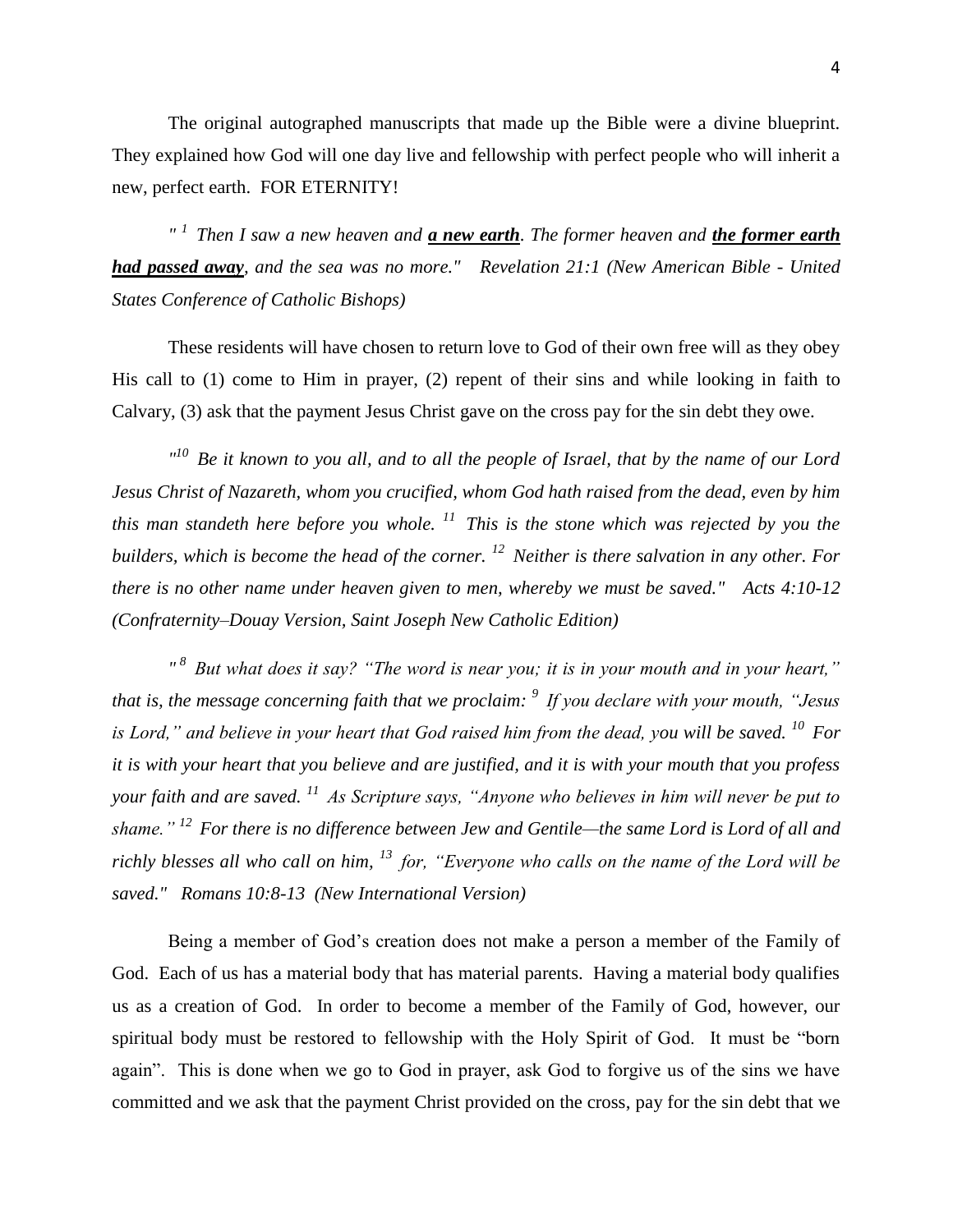The original autographed manuscripts that made up the Bible were a divine blueprint. They explained how God will one day live and fellowship with perfect people who will inherit a new, perfect earth. FOR ETERNITY!

*"[1] Then I saw a new heaven and **a new earth**. The former heaven and **the former earth had passed away**, and the sea was no more." Revelation 21:1 (New American Bible - United States Conference of Catholic Bishops)*

These residents will have chosen to return love to God of their own free will as they obey His call to (1) come to Him in prayer, (2) repent of their sins and while looking in faith to Calvary, (3) ask that the payment Jesus Christ gave on the cross pay for the sin debt they owe.

*"[10] Be it known to you all, and to all the people of Israel, that by the name of our Lord Jesus Christ of Nazareth, whom you crucified, whom God hath raised from the dead, even by him this man standeth here before you whole. [11] This is the stone which was rejected by you the builders, which is become the head of the corner. [12] Neither is there salvation in any other. For there is no other name under heaven given to men, whereby we must be saved." Acts 4:10-12 (Confraternity–Douay Version, Saint Joseph New Catholic Edition)*

*"[8] But what does it say? "The word is near you; it is in your mouth and in your heart," that is, the message concerning faith that we proclaim: [9] If you declare with your mouth, "Jesus is Lord," and believe in your heart that God raised him from the dead, you will be saved. [10] For it is with your heart that you believe and are justified, and it is with your mouth that you profess your faith and are saved. [11] As Scripture says, "Anyone who believes in him will never be put to shame." [12] For there is no difference between Jew and Gentile—the same Lord is Lord of all and richly blesses all who call on him, [13] for, "Everyone who calls on the name of the Lord will be saved." Romans 10:8-13 (New International Version)*

Being a member of God's creation does not make a person a member of the Family of God. Each of us has a material body that has material parents. Having a material body qualifies us as a creation of God. In order to become a member of the Family of God, however, our spiritual body must be restored to fellowship with the Holy Spirit of God. It must be "born again". This is done when we go to God in prayer, ask God to forgive us of the sins we have committed and we ask that the payment Christ provided on the cross, pay for the sin debt that we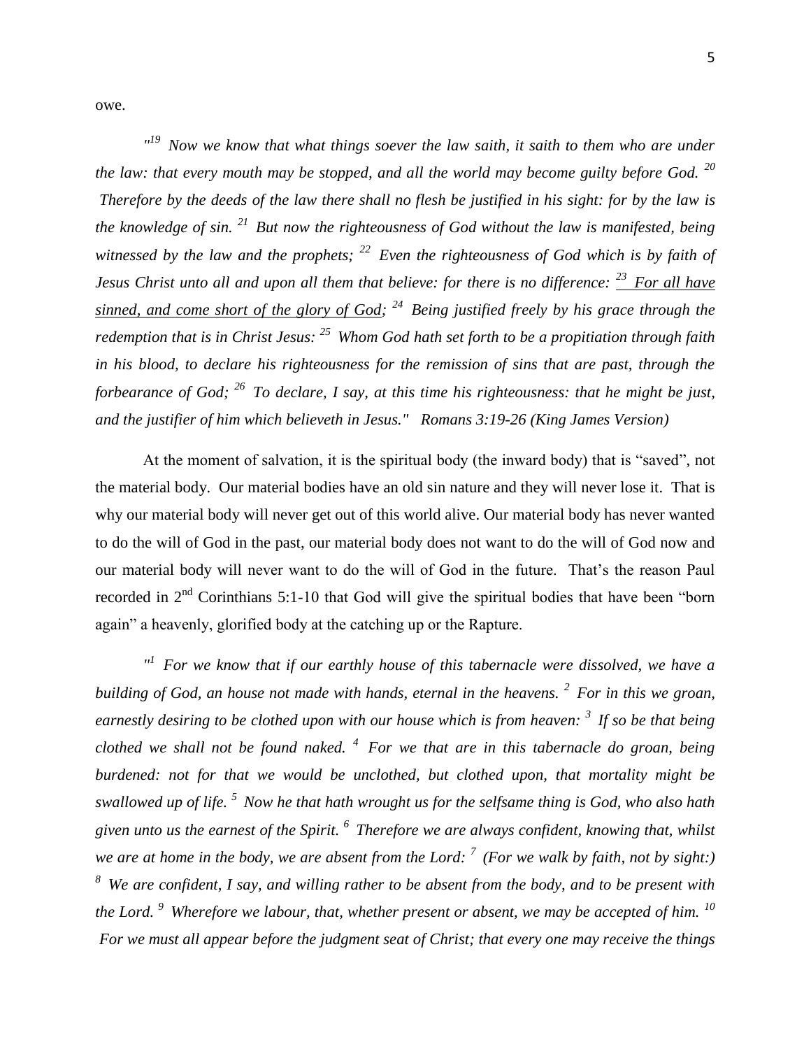owe.

*"[19] Now we know that what things soever the law saith, it saith to them who are under the law: that every mouth may be stopped, and all the world may become guilty before God. [20] Therefore by the deeds of the law there shall no flesh be justified in his sight: for by the law is the knowledge of sin. [21] But now the righteousness of God without the law is manifested, being witnessed by the law and the prophets; [22] Even the righteousness of God which is by faith of Jesus Christ unto all and upon all them that believe: for there is no difference: <u>[23] For all have sinned, and come short of the glory of God</u>; [24] Being justified freely by his grace through the redemption that is in Christ Jesus: [25] Whom God hath set forth to be a propitiation through faith in his blood, to declare his righteousness for the remission of sins that are past, through the forbearance of God; [26] To declare, I say, at this time his righteousness: that he might be just, and the justifier of him which believeth in Jesus." Romans 3:19-26 (King James Version)*

At the moment of salvation, it is the spiritual body (the inward body) that is "saved", not the material body. Our material bodies have an old sin nature and they will never lose it. That is why our material body will never get out of this world alive. Our material body has never wanted to do the will of God in the past, our material body does not want to do the will of God now and our material body will never want to do the will of God in the future. That's the reason Paul recorded in 2nd Corinthians 5:1-10 that God will give the spiritual bodies that have been "born again" a heavenly, glorified body at the catching up or the Rapture.

*"[1] For we know that if our earthly house of this tabernacle were dissolved, we have a building of God, an house not made with hands, eternal in the heavens. [2] For in this we groan, earnestly desiring to be clothed upon with our house which is from heaven: [3] If so be that being clothed we shall not be found naked. [4] For we that are in this tabernacle do groan, being burdened: not for that we would be unclothed, but clothed upon, that mortality might be swallowed up of life. [5] Now he that hath wrought us for the selfsame thing is God, who also hath given unto us the earnest of the Spirit. [6] Therefore we are always confident, knowing that, whilst we are at home in the body, we are absent from the Lord: [7] (For we walk by faith, not by sight:) [8] We are confident, I say, and willing rather to be absent from the body, and to be present with the Lord. [9] Wherefore we labour, that, whether present or absent, we may be accepted of him. [10] For we must all appear before the judgment seat of Christ; that every one may receive the things*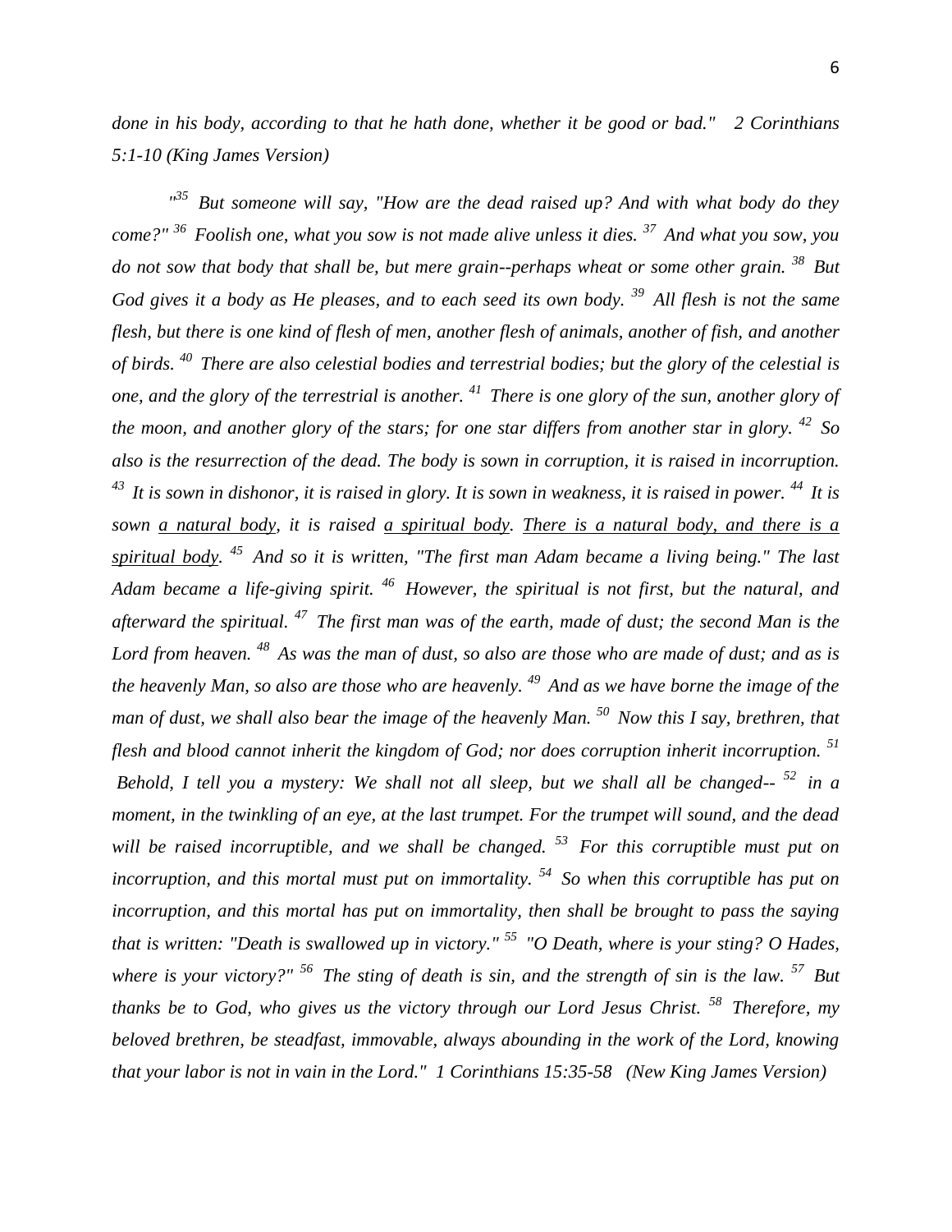*done in his body, according to that he hath done, whether it be good or bad." 2 Corinthians 5:1-10 (King James Version)*

*"[35] But someone will say, "How are the dead raised up? And with what body do they come?" [36] Foolish one, what you sow is not made alive unless it dies. [37] And what you sow, you do not sow that body that shall be, but mere grain--perhaps wheat or some other grain. [38] But God gives it a body as He pleases, and to each seed its own body. [39] All flesh is not the same flesh, but there is one kind of flesh of men, another flesh of animals, another of fish, and another of birds. [40] There are also celestial bodies and terrestrial bodies; but the glory of the celestial is one, and the glory of the terrestrial is another. [41] There is one glory of the sun, another glory of the moon, and another glory of the stars; for one star differs from another star in glory. [42] So also is the resurrection of the dead. The body is sown in corruption, it is raised in incorruption. [43] It is sown in dishonor, it is raised in glory. It is sown in weakness, it is raised in power. [44] It is sown <u>a natural body</u>, it is raised <u>a spiritual body</u>. <u>There is a natural body, and there is a spiritual body</u>. [45] And so it is written, "The first man Adam became a living being." The last Adam became a life-giving spirit. [46] However, the spiritual is not first, but the natural, and afterward the spiritual. [47] The first man was of the earth, made of dust; the second Man is the Lord from heaven. [48] As was the man of dust, so also are those who are made of dust; and as is the heavenly Man, so also are those who are heavenly. [49] And as we have borne the image of the man of dust, we shall also bear the image of the heavenly Man. [50] Now this I say, brethren, that flesh and blood cannot inherit the kingdom of God; nor does corruption inherit incorruption. [51] Behold, I tell you a mystery: We shall not all sleep, but we shall all be changed-- [52] in a moment, in the twinkling of an eye, at the last trumpet. For the trumpet will sound, and the dead will be raised incorruptible, and we shall be changed. [53] For this corruptible must put on incorruption, and this mortal must put on immortality. [54] So when this corruptible has put on incorruption, and this mortal has put on immortality, then shall be brought to pass the saying that is written: "Death is swallowed up in victory." [55] "O Death, where is your sting? O Hades, where is your victory?" [56] The sting of death is sin, and the strength of sin is the law. [57] But thanks be to God, who gives us the victory through our Lord Jesus Christ. [58] Therefore, my beloved brethren, be steadfast, immovable, always abounding in the work of the Lord, knowing that your labor is not in vain in the Lord." 1 Corinthians 15:35-58 (New King James Version)*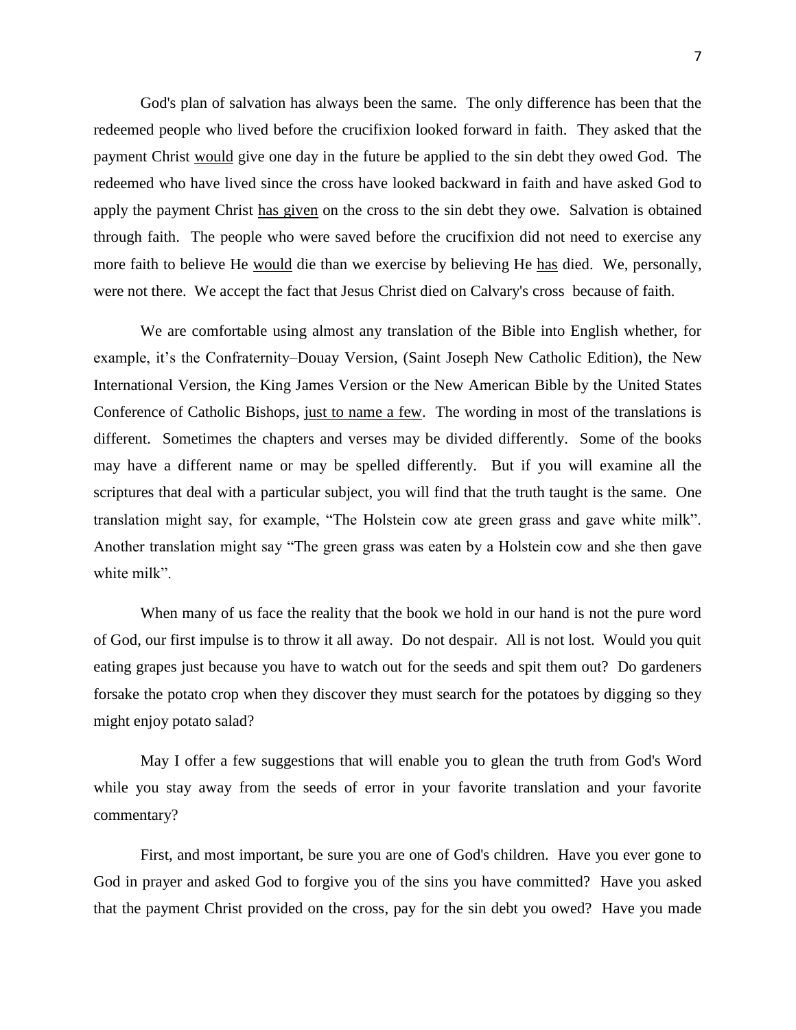God's plan of salvation has always been the same. The only difference has been that the redeemed people who lived before the crucifixion looked forward in faith. They asked that the payment Christ <u>would</u> give one day in the future be applied to the sin debt they owed God. The redeemed who have lived since the cross have looked backward in faith and have asked God to apply the payment Christ <u>has given</u> on the cross to the sin debt they owe. Salvation is obtained through faith. The people who were saved before the crucifixion did not need to exercise any more faith to believe He <u>would</u> die than we exercise by believing He <u>has</u> died. We, personally, were not there. We accept the fact that Jesus Christ died on Calvary's cross because of faith.

We are comfortable using almost any translation of the Bible into English whether, for example, it's the Confraternity–Douay Version, (Saint Joseph New Catholic Edition), the New International Version, the King James Version or the New American Bible by the United States Conference of Catholic Bishops, <u>just to name a few</u>. The wording in most of the translations is different. Sometimes the chapters and verses may be divided differently. Some of the books may have a different name or may be spelled differently. But if you will examine all the scriptures that deal with a particular subject, you will find that the truth taught is the same. One translation might say, for example, "The Holstein cow ate green grass and gave white milk". Another translation might say "The green grass was eaten by a Holstein cow and she then gave white milk".

When many of us face the reality that the book we hold in our hand is not the pure word of God, our first impulse is to throw it all away. Do not despair. All is not lost. Would you quit eating grapes just because you have to watch out for the seeds and spit them out? Do gardeners forsake the potato crop when they discover they must search for the potatoes by digging so they might enjoy potato salad?

May I offer a few suggestions that will enable you to glean the truth from God's Word while you stay away from the seeds of error in your favorite translation and your favorite commentary?

First, and most important, be sure you are one of God's children. Have you ever gone to God in prayer and asked God to forgive you of the sins you have committed? Have you asked that the payment Christ provided on the cross, pay for the sin debt you owed? Have you made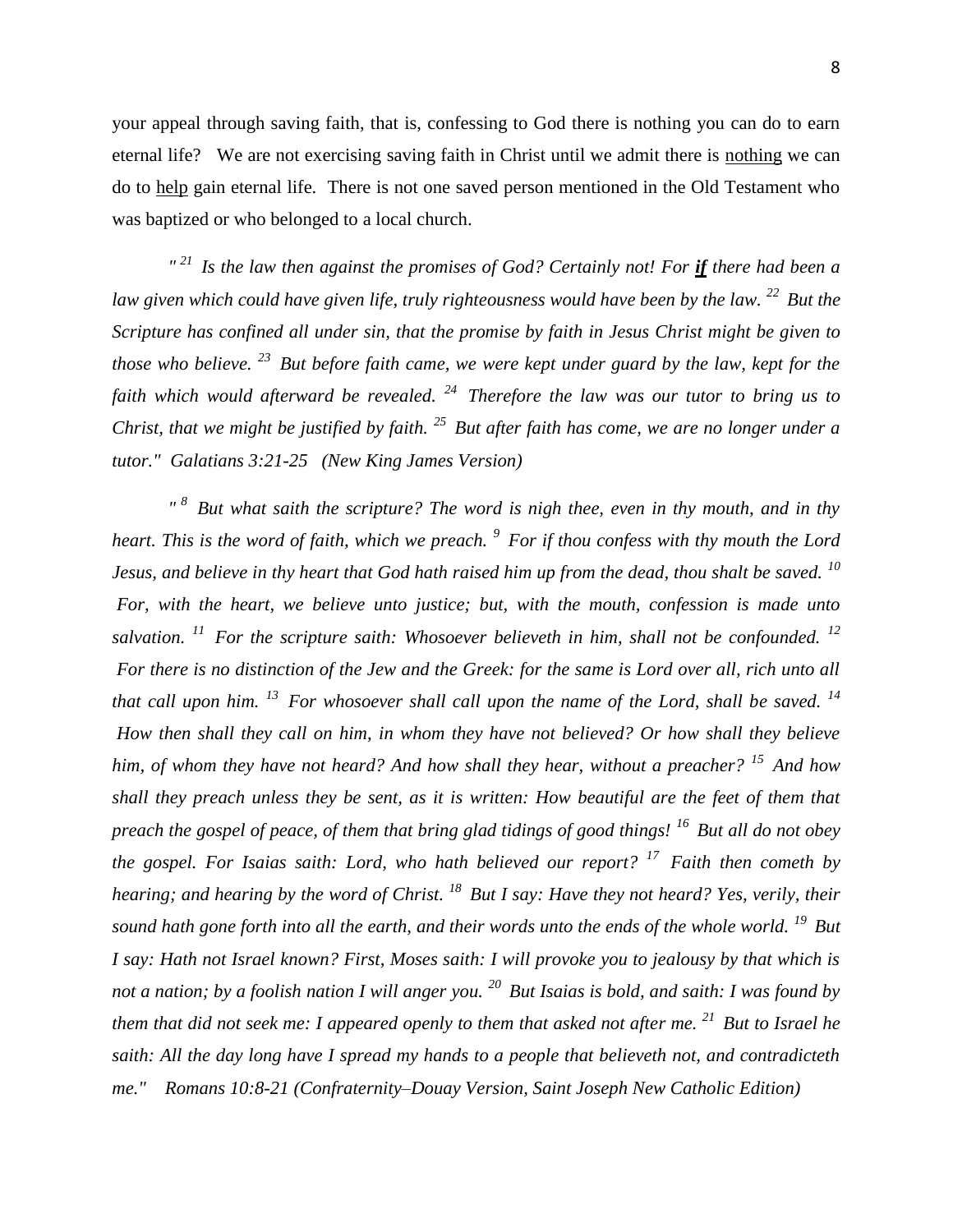your appeal through saving faith, that is, confessing to God there is nothing you can do to earn eternal life? We are not exercising saving faith in Christ until we admit there is <u>nothing</u> we can do to <u>help</u> gain eternal life. There is not one saved person mentioned in the Old Testament who was baptized or who belonged to a local church.

*" [21] Is the law then against the promises of God? Certainly not! For **<u>if</u>** there had been a law given which could have given life, truly righteousness would have been by the law. [22] But the Scripture has confined all under sin, that the promise by faith in Jesus Christ might be given to those who believe. [23] But before faith came, we were kept under guard by the law, kept for the faith which would afterward be revealed. [24] Therefore the law was our tutor to bring us to Christ, that we might be justified by faith. [25] But after faith has come, we are no longer under a tutor." Galatians 3:21-25 (New King James Version)*

*" [8] But what saith the scripture? The word is nigh thee, even in thy mouth, and in thy heart. This is the word of faith, which we preach. [9] For if thou confess with thy mouth the Lord Jesus, and believe in thy heart that God hath raised him up from the dead, thou shalt be saved. [10] For, with the heart, we believe unto justice; but, with the mouth, confession is made unto salvation. [11] For the scripture saith: Whosoever believeth in him, shall not be confounded. [12] For there is no distinction of the Jew and the Greek: for the same is Lord over all, rich unto all that call upon him. [13] For whosoever shall call upon the name of the Lord, shall be saved. [14] How then shall they call on him, in whom they have not believed? Or how shall they believe him, of whom they have not heard? And how shall they hear, without a preacher? [15] And how shall they preach unless they be sent, as it is written: How beautiful are the feet of them that preach the gospel of peace, of them that bring glad tidings of good things! [16] But all do not obey the gospel. For Isaias saith: Lord, who hath believed our report? [17] Faith then cometh by hearing; and hearing by the word of Christ. [18] But I say: Have they not heard? Yes, verily, their sound hath gone forth into all the earth, and their words unto the ends of the whole world. [19] But I say: Hath not Israel known? First, Moses saith: I will provoke you to jealousy by that which is not a nation; by a foolish nation I will anger you. [20] But Isaias is bold, and saith: I was found by them that did not seek me: I appeared openly to them that asked not after me. [21] But to Israel he saith: All the day long have I spread my hands to a people that believeth not, and contradicteth me." Romans 10:8-21 (Confraternity–Douay Version, Saint Joseph New Catholic Edition)*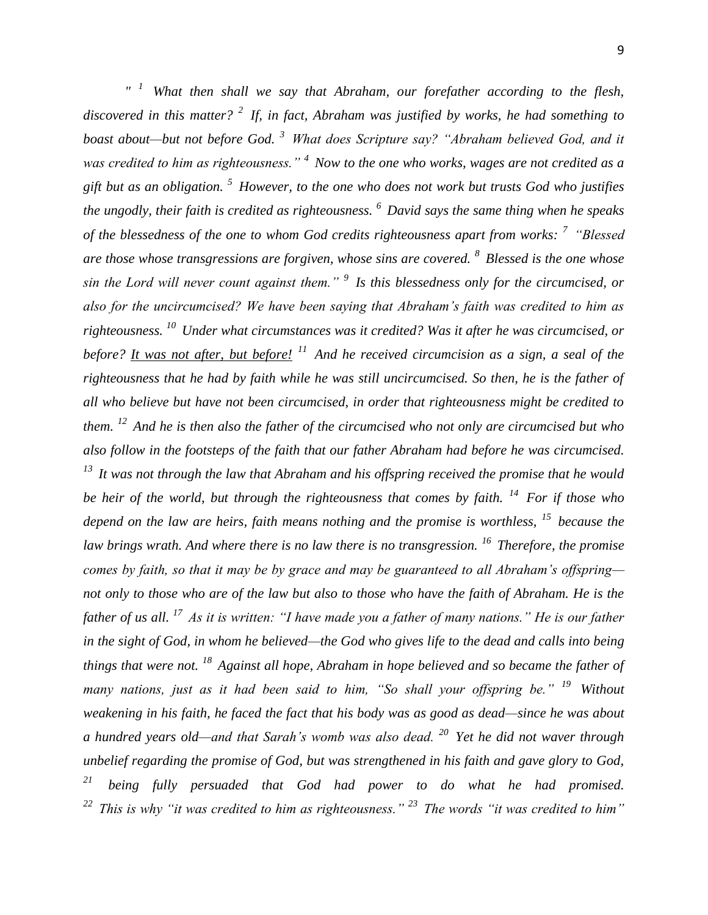*" [1] What then shall we say that Abraham, our forefather according to the flesh, discovered in this matter? [2] If, in fact, Abraham was justified by works, he had something to boast about—but not before God. [3] What does Scripture say? "Abraham believed God, and it was credited to him as righteousness." [4] Now to the one who works, wages are not credited as a gift but as an obligation. [5] However, to the one who does not work but trusts God who justifies the ungodly, their faith is credited as righteousness. [6] David says the same thing when he speaks of the blessedness of the one to whom God credits righteousness apart from works: [7] "Blessed are those whose transgressions are forgiven, whose sins are covered. [8] Blessed is the one whose sin the Lord will never count against them." [9] Is this blessedness only for the circumcised, or also for the uncircumcised? We have been saying that Abraham's faith was credited to him as righteousness. [10] Under what circumstances was it credited? Was it after he was circumcised, or before? <u>It was not after, but before!</u> [11] And he received circumcision as a sign, a seal of the righteousness that he had by faith while he was still uncircumcised. So then, he is the father of all who believe but have not been circumcised, in order that righteousness might be credited to them. [12] And he is then also the father of the circumcised who not only are circumcised but who also follow in the footsteps of the faith that our father Abraham had before he was circumcised. [13] It was not through the law that Abraham and his offspring received the promise that he would be heir of the world, but through the righteousness that comes by faith. [14] For if those who depend on the law are heirs, faith means nothing and the promise is worthless, [15] because the law brings wrath. And where there is no law there is no transgression. [16] Therefore, the promise comes by faith, so that it may be by grace and may be guaranteed to all Abraham's offspring—not only to those who are of the law but also to those who have the faith of Abraham. He is the father of us all. [17] As it is written: "I have made you a father of many nations." He is our father in the sight of God, in whom he believed—the God who gives life to the dead and calls into being things that were not. [18] Against all hope, Abraham in hope believed and so became the father of many nations, just as it had been said to him, "So shall your offspring be." [19] Without weakening in his faith, he faced the fact that his body was as good as dead—since he was about a hundred years old—and that Sarah's womb was also dead. [20] Yet he did not waver through unbelief regarding the promise of God, but was strengthened in his faith and gave glory to God, [21] being fully persuaded that God had power to do what he had promised. [22] This is why "it was credited to him as righteousness." [23] The words "it was credited to him"*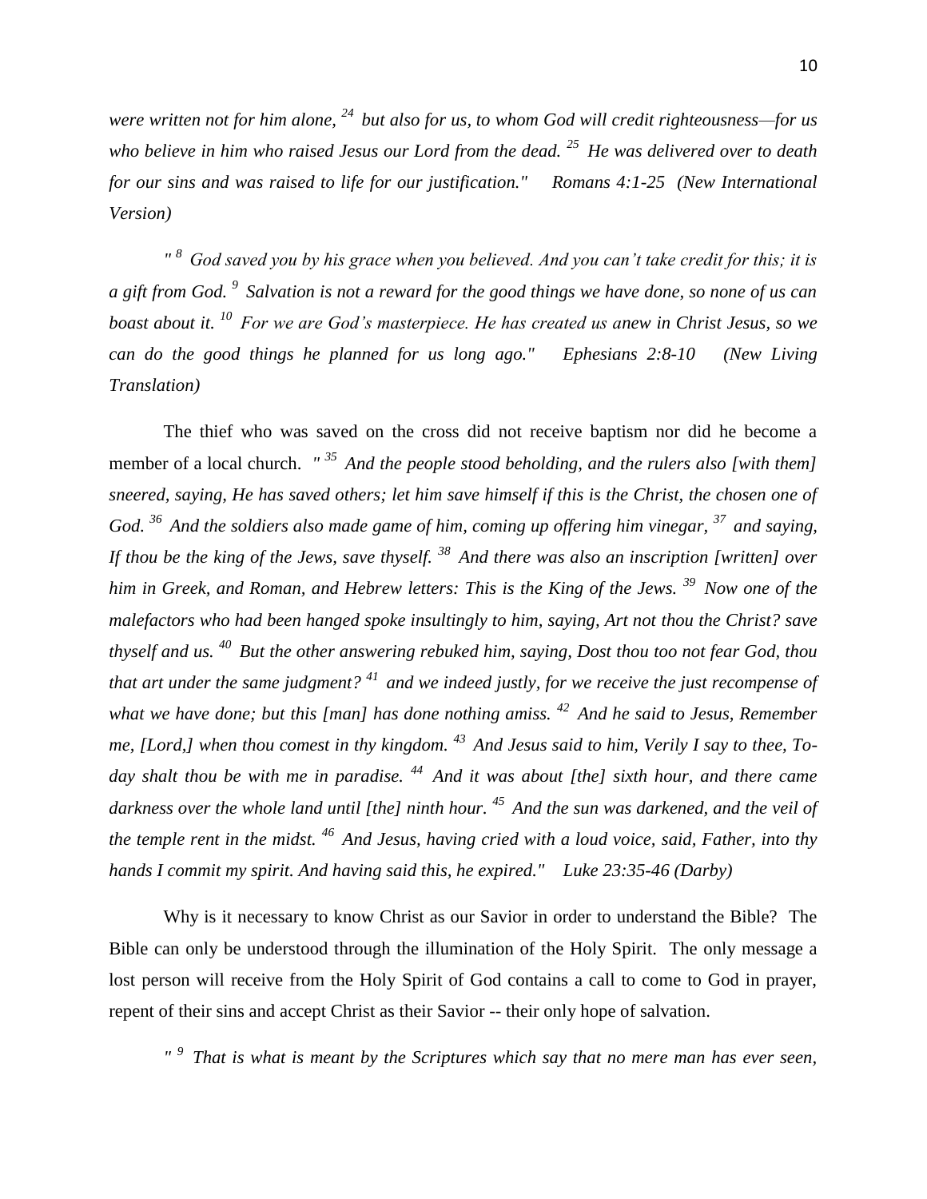*were written not for him alone, [24] but also for us, to whom God will credit righteousness—for us who believe in him who raised Jesus our Lord from the dead. [25] He was delivered over to death for our sins and was raised to life for our justification." Romans 4:1-25 (New International Version)*

*" [8] God saved you by his grace when you believed. And you can't take credit for this; it is a gift from God. [9] Salvation is not a reward for the good things we have done, so none of us can boast about it. [10] For we are God's masterpiece. He has created us anew in Christ Jesus, so we can do the good things he planned for us long ago." Ephesians 2:8-10 (New Living Translation)*

The thief who was saved on the cross did not receive baptism nor did he become a member of a local church. *" [35] And the people stood beholding, and the rulers also [with them] sneered, saying, He has saved others; let him save himself if this is the Christ, the chosen one of God. [36] And the soldiers also made game of him, coming up offering him vinegar, [37] and saying, If thou be the king of the Jews, save thyself. [38] And there was also an inscription [written] over him in Greek, and Roman, and Hebrew letters: This is the King of the Jews. [39] Now one of the malefactors who had been hanged spoke insultingly to him, saying, Art not thou the Christ? save thyself and us. [40] But the other answering rebuked him, saying, Dost thou too not fear God, thou that art under the same judgment? [41] and we indeed justly, for we receive the just recompense of what we have done; but this [man] has done nothing amiss. [42] And he said to Jesus, Remember me, [Lord,] when thou comest in thy kingdom. [43] And Jesus said to him, Verily I say to thee, To-day shalt thou be with me in paradise. [44] And it was about [the] sixth hour, and there came darkness over the whole land until [the] ninth hour. [45] And the sun was darkened, and the veil of the temple rent in the midst. [46] And Jesus, having cried with a loud voice, said, Father, into thy hands I commit my spirit. And having said this, he expired." Luke 23:35-46 (Darby)*

Why is it necessary to know Christ as our Savior in order to understand the Bible? The Bible can only be understood through the illumination of the Holy Spirit. The only message a lost person will receive from the Holy Spirit of God contains a call to come to God in prayer, repent of their sins and accept Christ as their Savior -- their only hope of salvation.

*" [9] That is what is meant by the Scriptures which say that no mere man has ever seen,*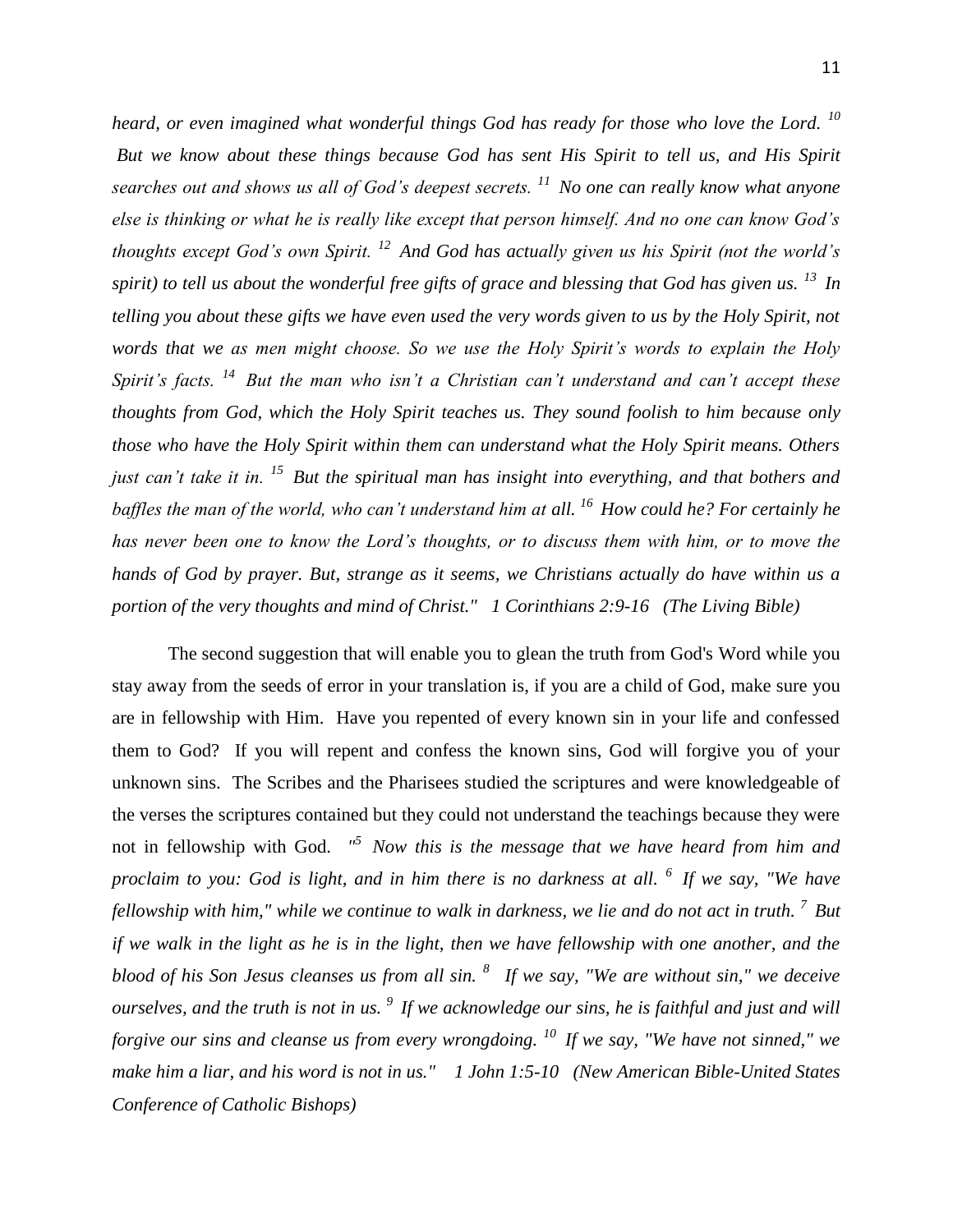*heard, or even imagined what wonderful things God has ready for those who love the Lord. [10] But we know about these things because God has sent His Spirit to tell us, and His Spirit searches out and shows us all of God's deepest secrets. [11] No one can really know what anyone else is thinking or what he is really like except that person himself. And no one can know God's thoughts except God's own Spirit. [12] And God has actually given us his Spirit (not the world's spirit) to tell us about the wonderful free gifts of grace and blessing that God has given us. [13] In telling you about these gifts we have even used the very words given to us by the Holy Spirit, not words that we as men might choose. So we use the Holy Spirit's words to explain the Holy Spirit's facts. [14] But the man who isn't a Christian can't understand and can't accept these thoughts from God, which the Holy Spirit teaches us. They sound foolish to him because only those who have the Holy Spirit within them can understand what the Holy Spirit means. Others just can't take it in. [15] But the spiritual man has insight into everything, and that bothers and baffles the man of the world, who can't understand him at all. [16] How could he? For certainly he has never been one to know the Lord's thoughts, or to discuss them with him, or to move the hands of God by prayer. But, strange as it seems, we Christians actually do have within us a portion of the very thoughts and mind of Christ." 1 Corinthians 2:9-16 (The Living Bible)*

The second suggestion that will enable you to glean the truth from God's Word while you stay away from the seeds of error in your translation is, if you are a child of God, make sure you are in fellowship with Him. Have you repented of every known sin in your life and confessed them to God? If you will repent and confess the known sins, God will forgive you of your unknown sins. The Scribes and the Pharisees studied the scriptures and were knowledgeable of the verses the scriptures contained but they could not understand the teachings because they were not in fellowship with God. *"[5] Now this is the message that we have heard from him and proclaim to you: God is light, and in him there is no darkness at all. [6] If we say, "We have fellowship with him," while we continue to walk in darkness, we lie and do not act in truth. [7] But if we walk in the light as he is in the light, then we have fellowship with one another, and the blood of his Son Jesus cleanses us from all sin. [8] If we say, "We are without sin," we deceive ourselves, and the truth is not in us. [9] If we acknowledge our sins, he is faithful and just and will forgive our sins and cleanse us from every wrongdoing. [10] If we say, "We have not sinned," we make him a liar, and his word is not in us." 1 John 1:5-10 (New American Bible-United States Conference of Catholic Bishops)*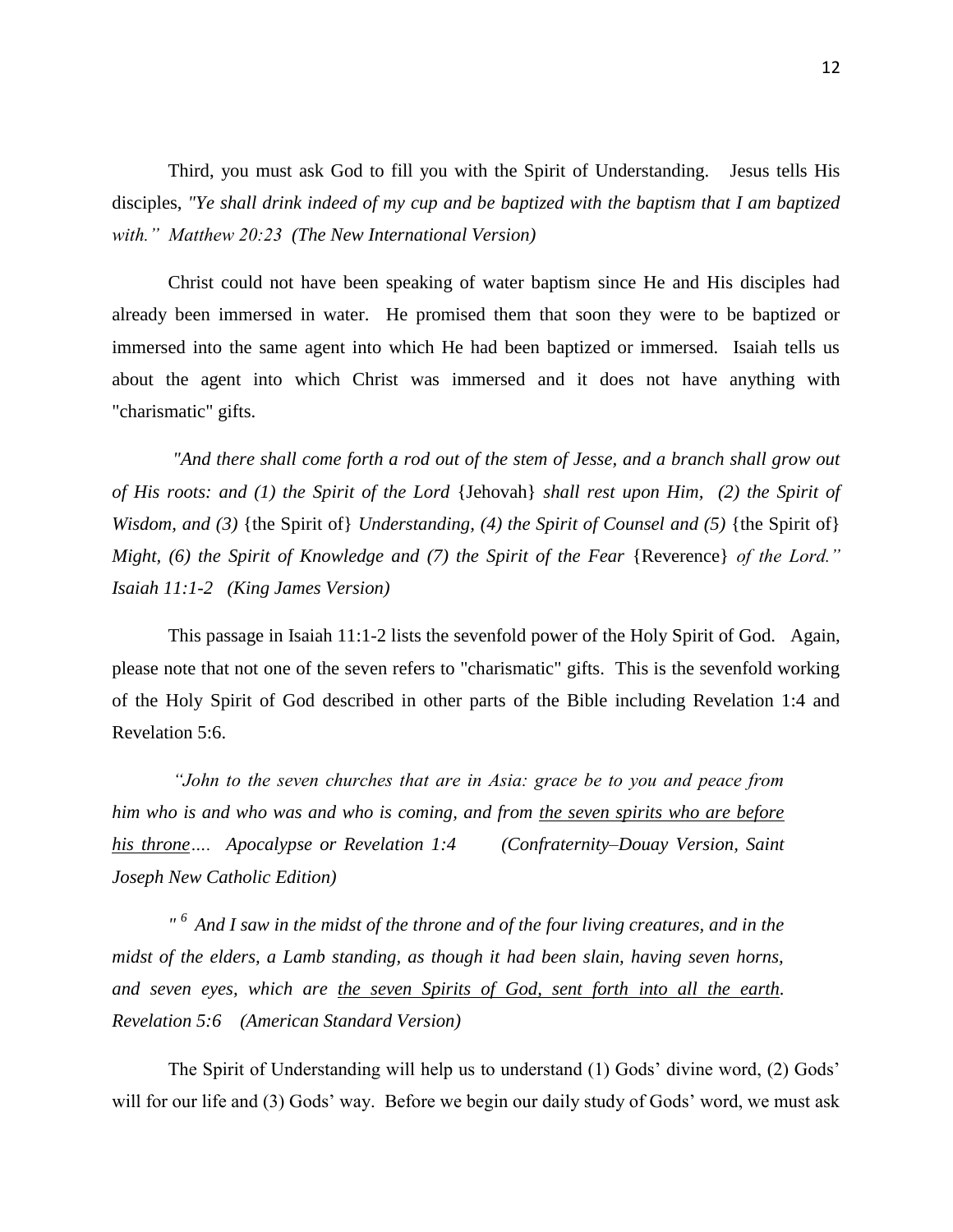Third, you must ask God to fill you with the Spirit of Understanding. Jesus tells His disciples, *"Ye shall drink indeed of my cup and be baptized with the baptism that I am baptized with." Matthew 20:23 (The New International Version)*

Christ could not have been speaking of water baptism since He and His disciples had already been immersed in water. He promised them that soon they were to be baptized or immersed into the same agent into which He had been baptized or immersed. Isaiah tells us about the agent into which Christ was immersed and it does not have anything with "charismatic" gifts.

*"And there shall come forth a rod out of the stem of Jesse, and a branch shall grow out of His roots: and (1) the Spirit of the Lord* {Jehovah} *shall rest upon Him, (2) the Spirit of Wisdom, and (3)* {the Spirit of} *Understanding, (4) the Spirit of Counsel and (5)* {the Spirit of} *Might, (6) the Spirit of Knowledge and (7) the Spirit of the Fear* {Reverence} *of the Lord." Isaiah 11:1-2 (King James Version)*

This passage in Isaiah 11:1-2 lists the sevenfold power of the Holy Spirit of God. Again, please note that not one of the seven refers to "charismatic" gifts. This is the sevenfold working of the Holy Spirit of God described in other parts of the Bible including Revelation 1:4 and Revelation 5:6.

> *"John to the seven churches that are in Asia: grace be to you and peace from him who is and who was and who is coming, and from <u>the seven spirits who are before his throne</u>.... Apocalypse or Revelation 1:4 (Confraternity–Douay Version, Saint Joseph New Catholic Edition)*

> *" [6] And I saw in the midst of the throne and of the four living creatures, and in the midst of the elders, a Lamb standing, as though it had been slain, having seven horns, and seven eyes, which are <u>the seven Spirits of God, sent forth into all the earth</u>. Revelation 5:6 (American Standard Version)*

The Spirit of Understanding will help us to understand (1) Gods' divine word, (2) Gods' will for our life and (3) Gods' way. Before we begin our daily study of Gods' word, we must ask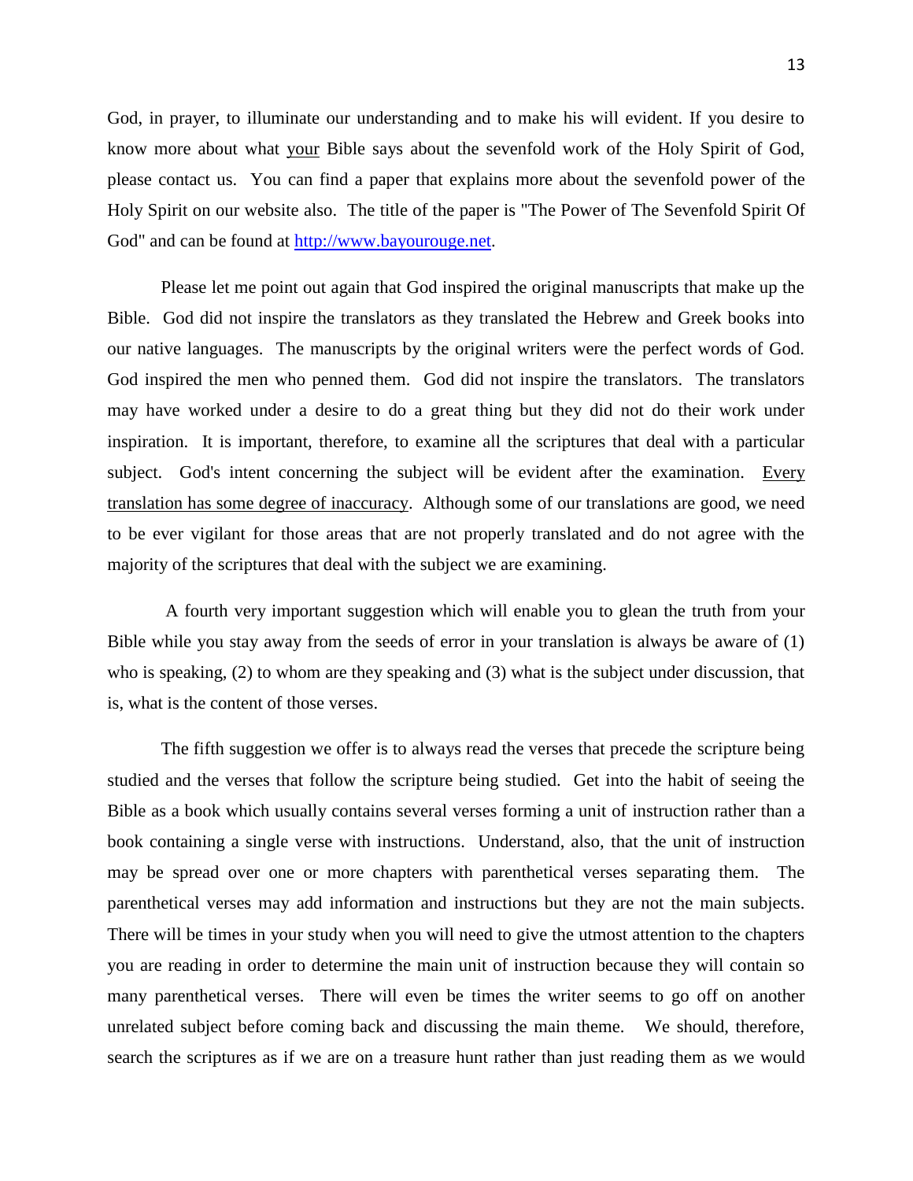God, in prayer, to illuminate our understanding and to make his will evident. If you desire to know more about what <u>your</u> Bible says about the sevenfold work of the Holy Spirit of God, please contact us. You can find a paper that explains more about the sevenfold power of the Holy Spirit on our website also. The title of the paper is "The Power of The Sevenfold Spirit Of God" and can be found at [http://www.bayourouge.net](http://www.bayourouge.net).

Please let me point out again that God inspired the original manuscripts that make up the Bible. God did not inspire the translators as they translated the Hebrew and Greek books into our native languages. The manuscripts by the original writers were the perfect words of God. God inspired the men who penned them. God did not inspire the translators. The translators may have worked under a desire to do a great thing but they did not do their work under inspiration. It is important, therefore, to examine all the scriptures that deal with a particular subject. God's intent concerning the subject will be evident after the examination. <u>Every translation has some degree of inaccuracy</u>. Although some of our translations are good, we need to be ever vigilant for those areas that are not properly translated and do not agree with the majority of the scriptures that deal with the subject we are examining.

A fourth very important suggestion which will enable you to glean the truth from your Bible while you stay away from the seeds of error in your translation is always be aware of (1) who is speaking, (2) to whom are they speaking and (3) what is the subject under discussion, that is, what is the content of those verses.

The fifth suggestion we offer is to always read the verses that precede the scripture being studied and the verses that follow the scripture being studied. Get into the habit of seeing the Bible as a book which usually contains several verses forming a unit of instruction rather than a book containing a single verse with instructions. Understand, also, that the unit of instruction may be spread over one or more chapters with parenthetical verses separating them. The parenthetical verses may add information and instructions but they are not the main subjects. There will be times in your study when you will need to give the utmost attention to the chapters you are reading in order to determine the main unit of instruction because they will contain so many parenthetical verses. There will even be times the writer seems to go off on another unrelated subject before coming back and discussing the main theme. We should, therefore, search the scriptures as if we are on a treasure hunt rather than just reading them as we would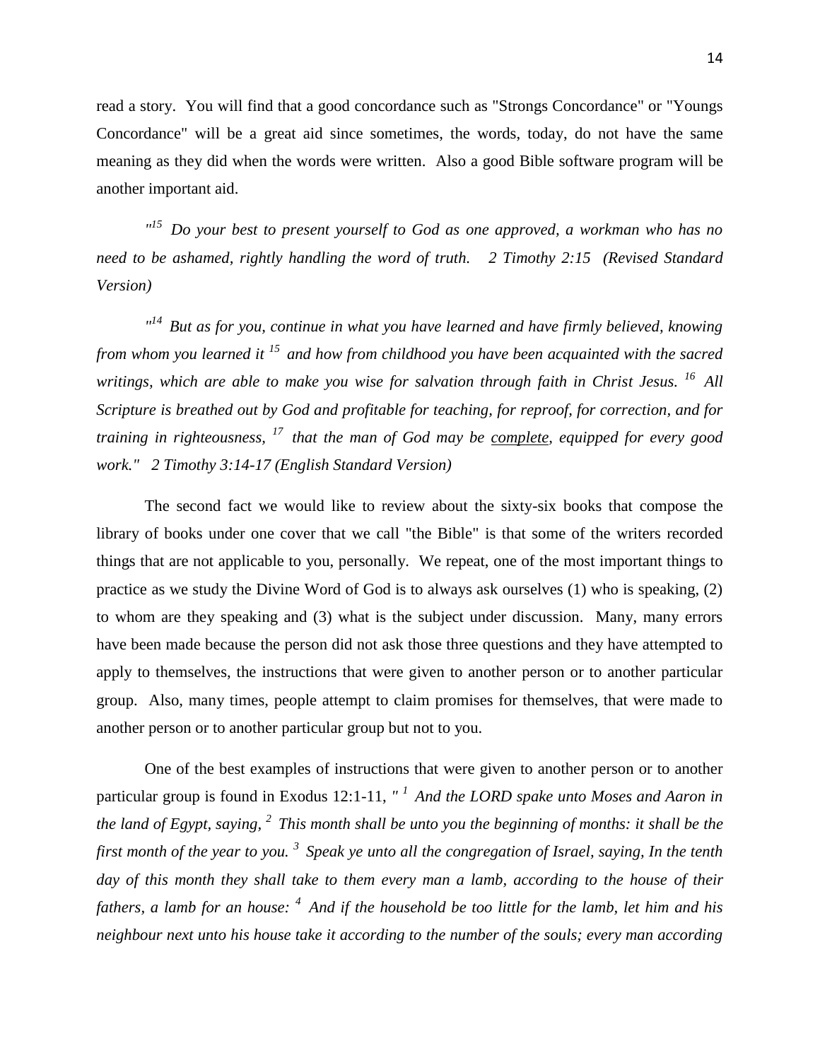read a story. You will find that a good concordance such as "Strongs Concordance" or "Youngs Concordance" will be a great aid since sometimes, the words, today, do not have the same meaning as they did when the words were written. Also a good Bible software program will be another important aid.

*"[15] Do your best to present yourself to God as one approved, a workman who has no need to be ashamed, rightly handling the word of truth. 2 Timothy 2:15 (Revised Standard Version)*

*"[14] But as for you, continue in what you have learned and have firmly believed, knowing from whom you learned it [15] and how from childhood you have been acquainted with the sacred writings, which are able to make you wise for salvation through faith in Christ Jesus. [16] All Scripture is breathed out by God and profitable for teaching, for reproof, for correction, and for training in righteousness, [17] that the man of God may be <u>complete</u>, equipped for every good work." 2 Timothy 3:14-17 (English Standard Version)*

The second fact we would like to review about the sixty-six books that compose the library of books under one cover that we call "the Bible" is that some of the writers recorded things that are not applicable to you, personally. We repeat, one of the most important things to practice as we study the Divine Word of God is to always ask ourselves (1) who is speaking, (2) to whom are they speaking and (3) what is the subject under discussion. Many, many errors have been made because the person did not ask those three questions and they have attempted to apply to themselves, the instructions that were given to another person or to another particular group. Also, many times, people attempt to claim promises for themselves, that were made to another person or to another particular group but not to you.

One of the best examples of instructions that were given to another person or to another particular group is found in Exodus 12:1-11, *" [1] And the LORD spake unto Moses and Aaron in the land of Egypt, saying, [2] This month shall be unto you the beginning of months: it shall be the first month of the year to you. [3] Speak ye unto all the congregation of Israel, saying, In the tenth day of this month they shall take to them every man a lamb, according to the house of their fathers, a lamb for an house: [4] And if the household be too little for the lamb, let him and his neighbour next unto his house take it according to the number of the souls; every man according*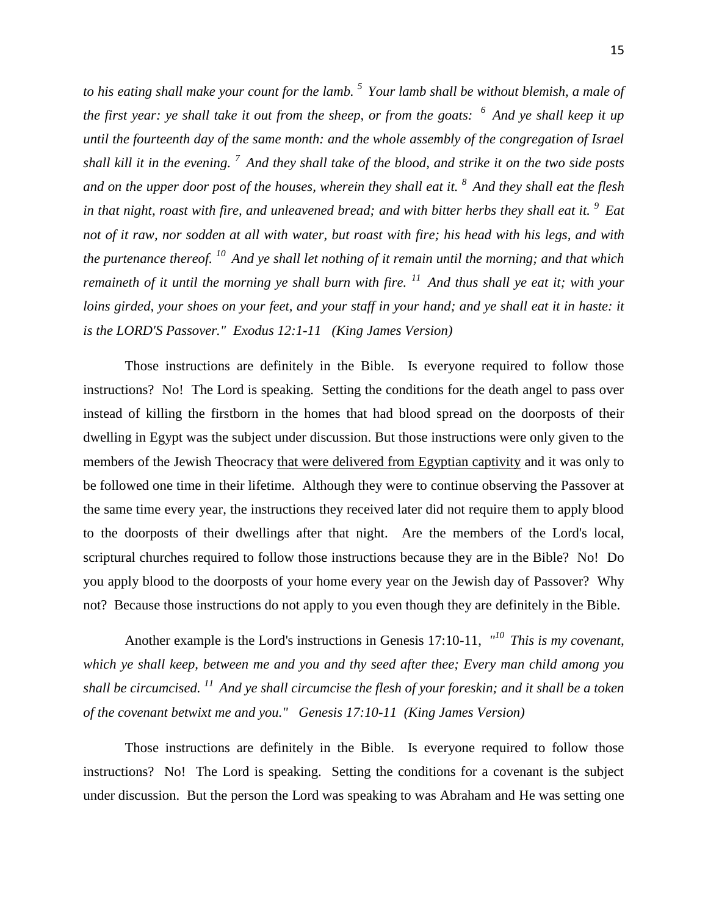*to his eating shall make your count for the lamb. [5] Your lamb shall be without blemish, a male of the first year: ye shall take it out from the sheep, or from the goats: [6] And ye shall keep it up until the fourteenth day of the same month: and the whole assembly of the congregation of Israel shall kill it in the evening. [7] And they shall take of the blood, and strike it on the two side posts and on the upper door post of the houses, wherein they shall eat it. [8] And they shall eat the flesh in that night, roast with fire, and unleavened bread; and with bitter herbs they shall eat it. [9] Eat not of it raw, nor sodden at all with water, but roast with fire; his head with his legs, and with the purtenance thereof. [10] And ye shall let nothing of it remain until the morning; and that which remaineth of it until the morning ye shall burn with fire. [11] And thus shall ye eat it; with your loins girded, your shoes on your feet, and your staff in your hand; and ye shall eat it in haste: it is the LORD'S Passover." Exodus 12:1-11 (King James Version)*

Those instructions are definitely in the Bible. Is everyone required to follow those instructions? No! The Lord is speaking. Setting the conditions for the death angel to pass over instead of killing the firstborn in the homes that had blood spread on the doorposts of their dwelling in Egypt was the subject under discussion. But those instructions were only given to the members of the Jewish Theocracy <u>that were delivered from Egyptian captivity</u> and it was only to be followed one time in their lifetime. Although they were to continue observing the Passover at the same time every year, the instructions they received later did not require them to apply blood to the doorposts of their dwellings after that night. Are the members of the Lord's local, scriptural churches required to follow those instructions because they are in the Bible? No! Do you apply blood to the doorposts of your home every year on the Jewish day of Passover? Why not? Because those instructions do not apply to you even though they are definitely in the Bible.

Another example is the Lord's instructions in Genesis 17:10-11, *"[10] This is my covenant, which ye shall keep, between me and you and thy seed after thee; Every man child among you shall be circumcised. [11] And ye shall circumcise the flesh of your foreskin; and it shall be a token of the covenant betwixt me and you." Genesis 17:10-11 (King James Version)*

Those instructions are definitely in the Bible. Is everyone required to follow those instructions? No! The Lord is speaking. Setting the conditions for a covenant is the subject under discussion. But the person the Lord was speaking to was Abraham and He was setting one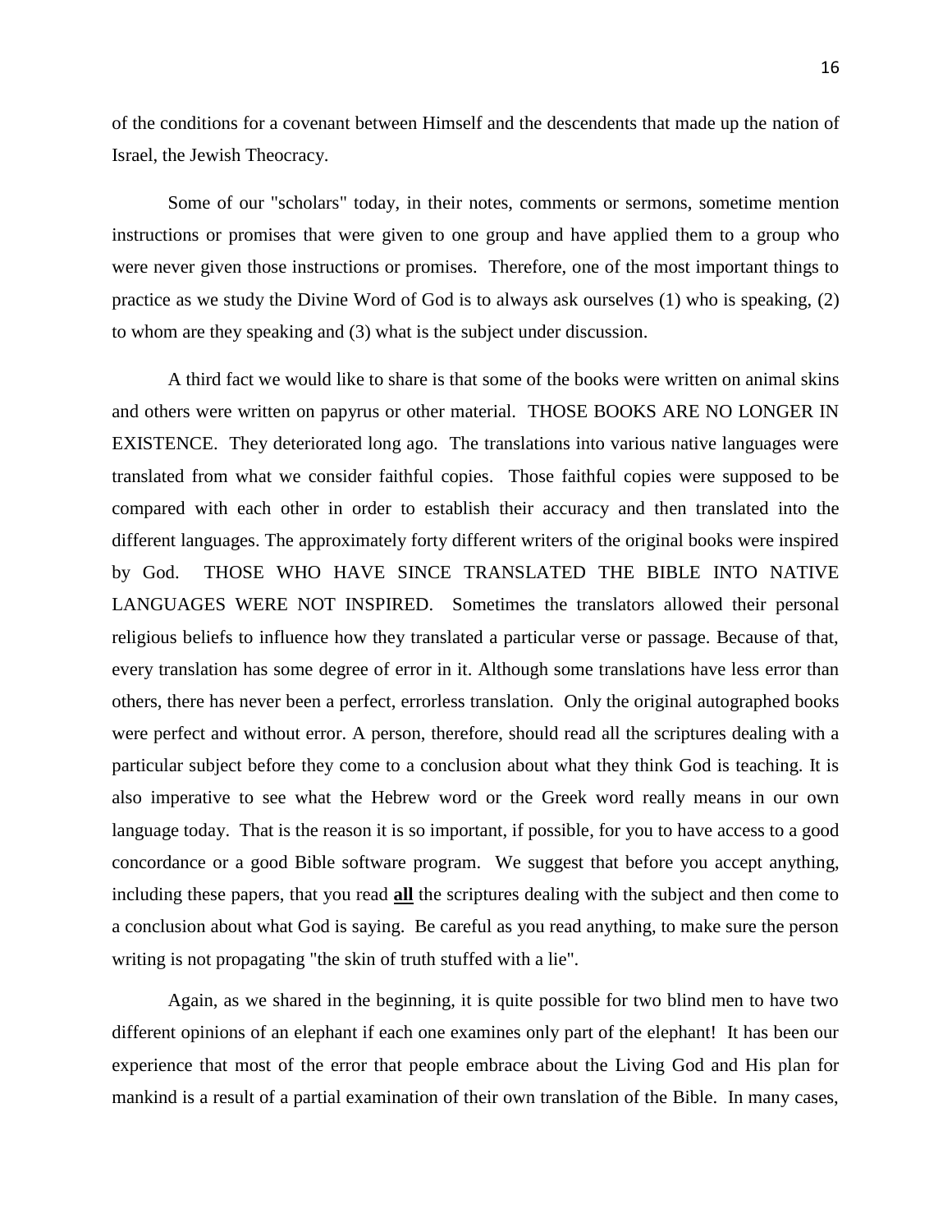of the conditions for a covenant between Himself and the descendents that made up the nation of Israel, the Jewish Theocracy.

Some of our "scholars" today, in their notes, comments or sermons, sometime mention instructions or promises that were given to one group and have applied them to a group who were never given those instructions or promises. Therefore, one of the most important things to practice as we study the Divine Word of God is to always ask ourselves (1) who is speaking, (2) to whom are they speaking and (3) what is the subject under discussion.

A third fact we would like to share is that some of the books were written on animal skins and others were written on papyrus or other material. THOSE BOOKS ARE NO LONGER IN EXISTENCE. They deteriorated long ago. The translations into various native languages were translated from what we consider faithful copies. Those faithful copies were supposed to be compared with each other in order to establish their accuracy and then translated into the different languages. The approximately forty different writers of the original books were inspired by God. THOSE WHO HAVE SINCE TRANSLATED THE BIBLE INTO NATIVE LANGUAGES WERE NOT INSPIRED. Sometimes the translators allowed their personal religious beliefs to influence how they translated a particular verse or passage. Because of that, every translation has some degree of error in it. Although some translations have less error than others, there has never been a perfect, errorless translation. Only the original autographed books were perfect and without error. A person, therefore, should read all the scriptures dealing with a particular subject before they come to a conclusion about what they think God is teaching. It is also imperative to see what the Hebrew word or the Greek word really means in our own language today. That is the reason it is so important, if possible, for you to have access to a good concordance or a good Bible software program. We suggest that before you accept anything, including these papers, that you read **<u>all</u>** the scriptures dealing with the subject and then come to a conclusion about what God is saying. Be careful as you read anything, to make sure the person writing is not propagating "the skin of truth stuffed with a lie".

Again, as we shared in the beginning, it is quite possible for two blind men to have two different opinions of an elephant if each one examines only part of the elephant! It has been our experience that most of the error that people embrace about the Living God and His plan for mankind is a result of a partial examination of their own translation of the Bible. In many cases,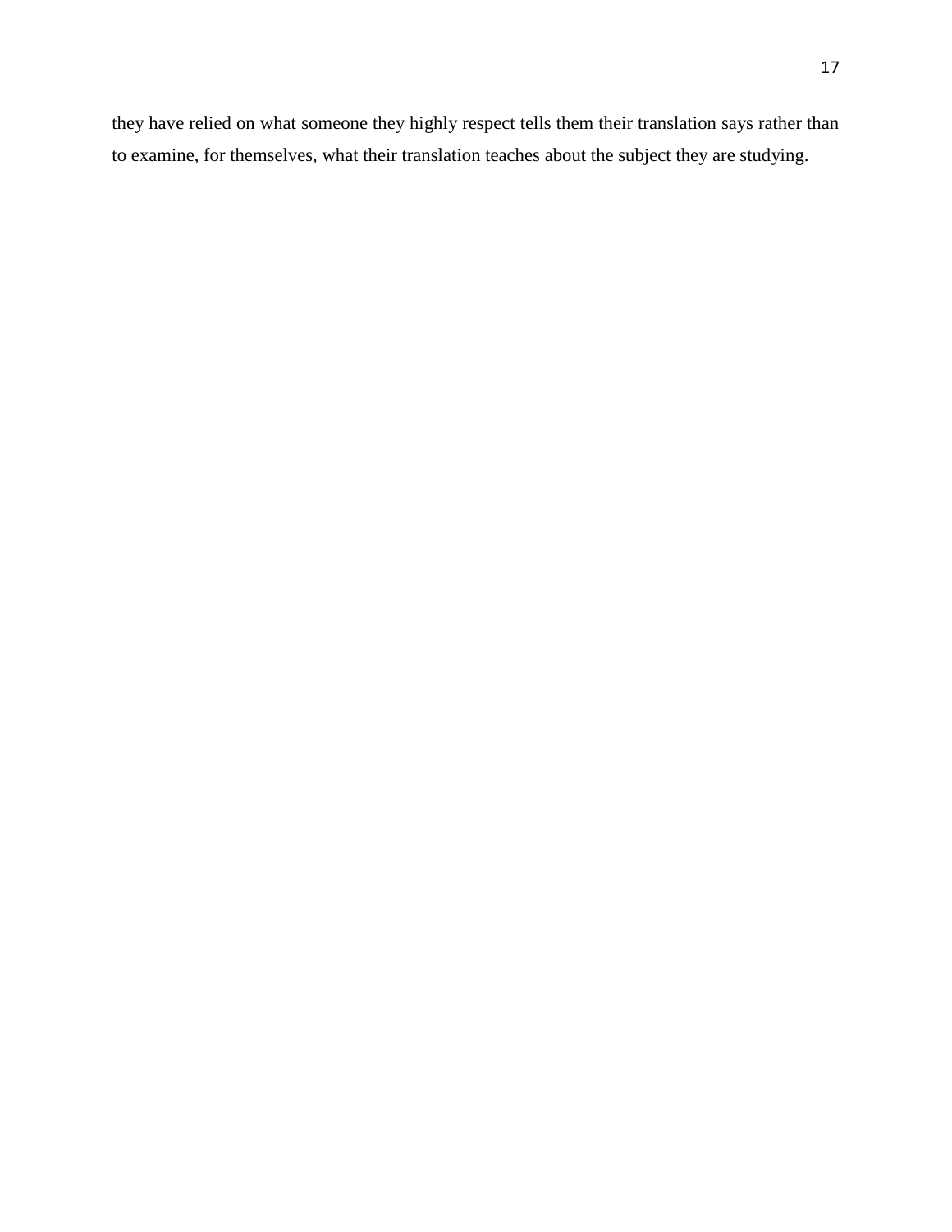they have relied on what someone they highly respect tells them their translation says rather than to examine, for themselves, what their translation teaches about the subject they are studying.